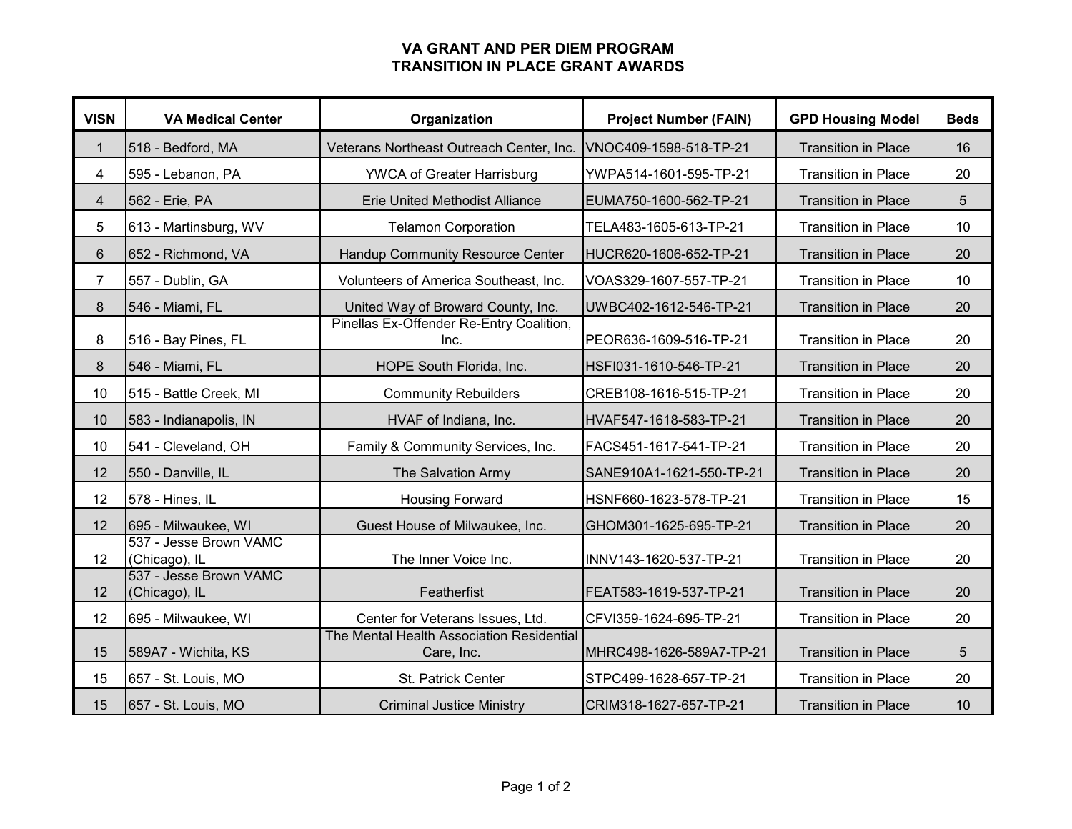# VA GRANT AND PER DIEM PROGRAM
# TRANSITION IN PLACE GRANT AWARDS

| VISN | VA Medical Center | Organization | Project Number (FAIN) | GPD Housing Model | Beds |
|---|---|---|---|---|---|
| 1 | 518 - Bedford, MA | Veterans Northeast Outreach Center, Inc. | VNOC409-1598-518-TP-21 | Transition in Place | 16 |
| 4 | 595 - Lebanon, PA | YWCA of Greater Harrisburg | YWPA514-1601-595-TP-21 | Transition in Place | 20 |
| 4 | 562 - Erie, PA | Erie United Methodist Alliance | EUMA750-1600-562-TP-21 | Transition in Place | 5 |
| 5 | 613 - Martinsburg, WV | Telamon Corporation | TELA483-1605-613-TP-21 | Transition in Place | 10 |
| 6 | 652 - Richmond, VA | Handup Community Resource Center | HUCR620-1606-652-TP-21 | Transition in Place | 20 |
| 7 | 557 - Dublin, GA | Volunteers of America Southeast, Inc. | VOAS329-1607-557-TP-21 | Transition in Place | 10 |
| 8 | 546 - Miami, FL | United Way of Broward County, Inc. | UWBC402-1612-546-TP-21 | Transition in Place | 20 |
| 8 | 516 - Bay Pines, FL | Pinellas Ex-Offender Re-Entry Coalition, Inc. | PEOR636-1609-516-TP-21 | Transition in Place | 20 |
| 8 | 546 - Miami, FL | HOPE South Florida, Inc. | HSFI031-1610-546-TP-21 | Transition in Place | 20 |
| 10 | 515 - Battle Creek, MI | Community Rebuilders | CREB108-1616-515-TP-21 | Transition in Place | 20 |
| 10 | 583 - Indianapolis, IN | HVAF of Indiana, Inc. | HVAF547-1618-583-TP-21 | Transition in Place | 20 |
| 10 | 541 - Cleveland, OH | Family & Community Services, Inc. | FACS451-1617-541-TP-21 | Transition in Place | 20 |
| 12 | 550 - Danville, IL | The Salvation Army | SANE910A1-1621-550-TP-21 | Transition in Place | 20 |
| 12 | 578 - Hines, IL | Housing Forward | HSNF660-1623-578-TP-21 | Transition in Place | 15 |
| 12 | 695 - Milwaukee, WI | Guest House of Milwaukee, Inc. | GHOM301-1625-695-TP-21 | Transition in Place | 20 |
| 12 | 537 - Jesse Brown VAMC (Chicago), IL | The Inner Voice Inc. | INNV143-1620-537-TP-21 | Transition in Place | 20 |
| 12 | 537 - Jesse Brown VAMC (Chicago), IL | Featherfist | FEAT583-1619-537-TP-21 | Transition in Place | 20 |
| 12 | 695 - Milwaukee, WI | Center for Veterans Issues, Ltd. | CFVI359-1624-695-TP-21 | Transition in Place | 20 |
| 15 | 589A7 - Wichita, KS | The Mental Health Association Residential Care, Inc. | MHRC498-1626-589A7-TP-21 | Transition in Place | 5 |
| 15 | 657 - St. Louis, MO | St. Patrick Center | STPC499-1628-657-TP-21 | Transition in Place | 20 |
| 15 | 657 - St. Louis, MO | Criminal Justice Ministry | CRIM318-1627-657-TP-21 | Transition in Place | 10 |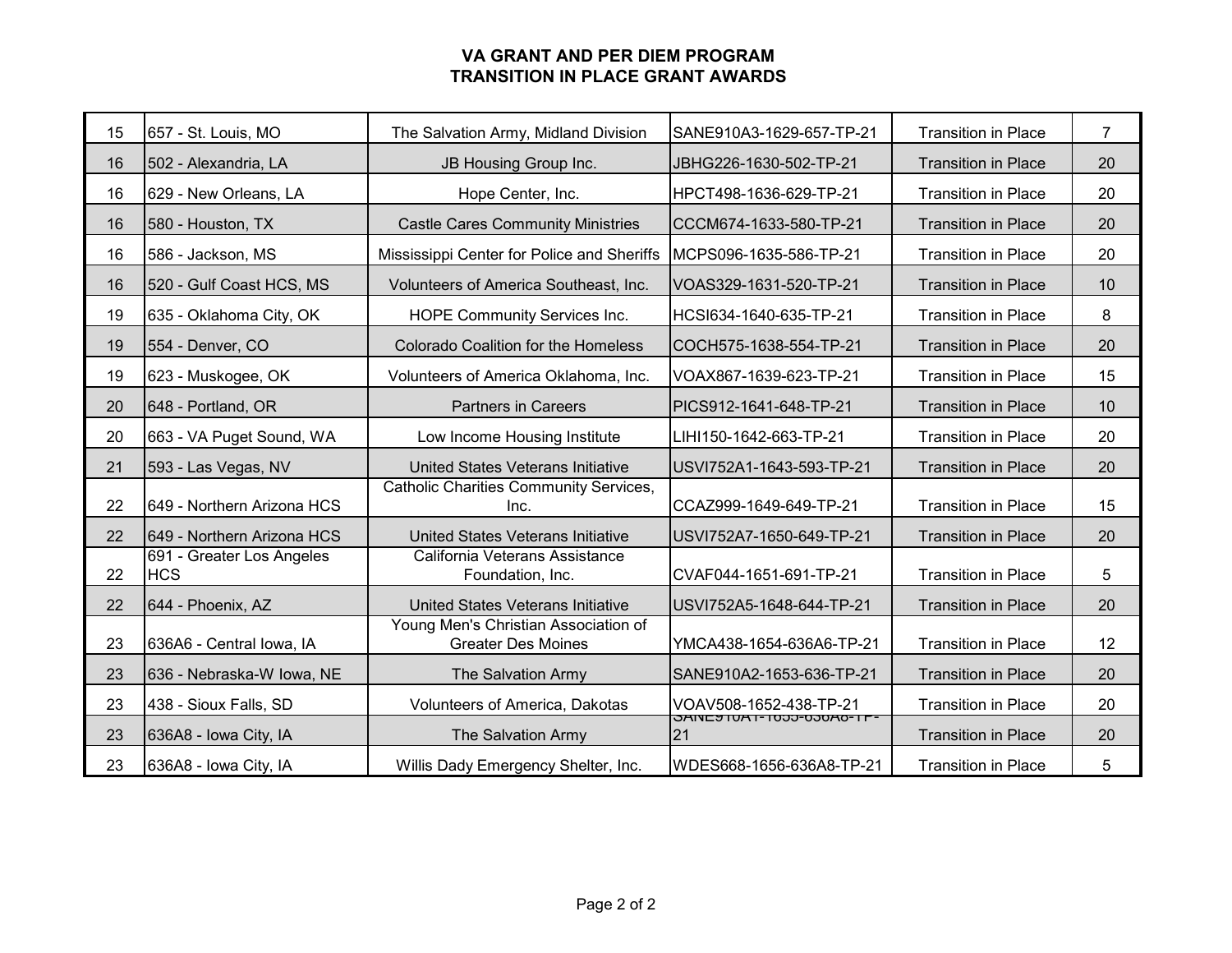**VA GRANT AND PER DIEM PROGRAM**
**TRANSITION IN PLACE GRANT AWARDS**

| | | | | | |
|---|---|---|---|---|---|
| 15 | 657 - St. Louis, MO | The Salvation Army, Midland Division | SANE910A3-1629-657-TP-21 | Transition in Place | 7 |
| 16 | 502 - Alexandria, LA | JB Housing Group Inc. | JBHG226-1630-502-TP-21 | Transition in Place | 20 |
| 16 | 629 - New Orleans, LA | Hope Center, Inc. | HPCT498-1636-629-TP-21 | Transition in Place | 20 |
| 16 | 580 - Houston, TX | Castle Cares Community Ministries | CCCM674-1633-580-TP-21 | Transition in Place | 20 |
| 16 | 586 - Jackson, MS | Mississippi Center for Police and Sheriffs | MCPS096-1635-586-TP-21 | Transition in Place | 20 |
| 16 | 520 - Gulf Coast HCS, MS | Volunteers of America Southeast, Inc. | VOAS329-1631-520-TP-21 | Transition in Place | 10 |
| 19 | 635 - Oklahoma City, OK | HOPE Community Services Inc. | HCSI634-1640-635-TP-21 | Transition in Place | 8 |
| 19 | 554 - Denver, CO | Colorado Coalition for the Homeless | COCH575-1638-554-TP-21 | Transition in Place | 20 |
| 19 | 623 - Muskogee, OK | Volunteers of America Oklahoma, Inc. | VOAX867-1639-623-TP-21 | Transition in Place | 15 |
| 20 | 648 - Portland, OR | Partners in Careers | PICS912-1641-648-TP-21 | Transition in Place | 10 |
| 20 | 663 - VA Puget Sound, WA | Low Income Housing Institute | LIHI150-1642-663-TP-21 | Transition in Place | 20 |
| 21 | 593 - Las Vegas, NV | United States Veterans Initiative | USVI752A1-1643-593-TP-21 | Transition in Place | 20 |
| 22 | 649 - Northern Arizona HCS | Catholic Charities Community Services, Inc. | CCAZ999-1649-649-TP-21 | Transition in Place | 15 |
| 22 | 649 - Northern Arizona HCS | United States Veterans Initiative | USVI752A7-1650-649-TP-21 | Transition in Place | 20 |
| 22 | 691 - Greater Los Angeles HCS | California Veterans Assistance Foundation, Inc. | CVAF044-1651-691-TP-21 | Transition in Place | 5 |
| 22 | 644 - Phoenix, AZ | United States Veterans Initiative | USVI752A5-1648-644-TP-21 | Transition in Place | 20 |
| 23 | 636A6 - Central Iowa, IA | Young Men's Christian Association of Greater Des Moines | YMCA438-1654-636A6-TP-21 | Transition in Place | 12 |
| 23 | 636 - Nebraska-W Iowa, NE | The Salvation Army | SANE910A2-1653-636-TP-21 | Transition in Place | 20 |
| 23 | 438 - Sioux Falls, SD | Volunteers of America, Dakotas | VOAV508-1652-438-TP-21 | Transition in Place | 20 |
| 23 | 636A8 - Iowa City, IA | The Salvation Army | SANE910A1-1655-636A8-TP-21 | Transition in Place | 20 |
| 23 | 636A8 - Iowa City, IA | Willis Dady Emergency Shelter, Inc. | WDES668-1656-636A8-TP-21 | Transition in Place | 5 |